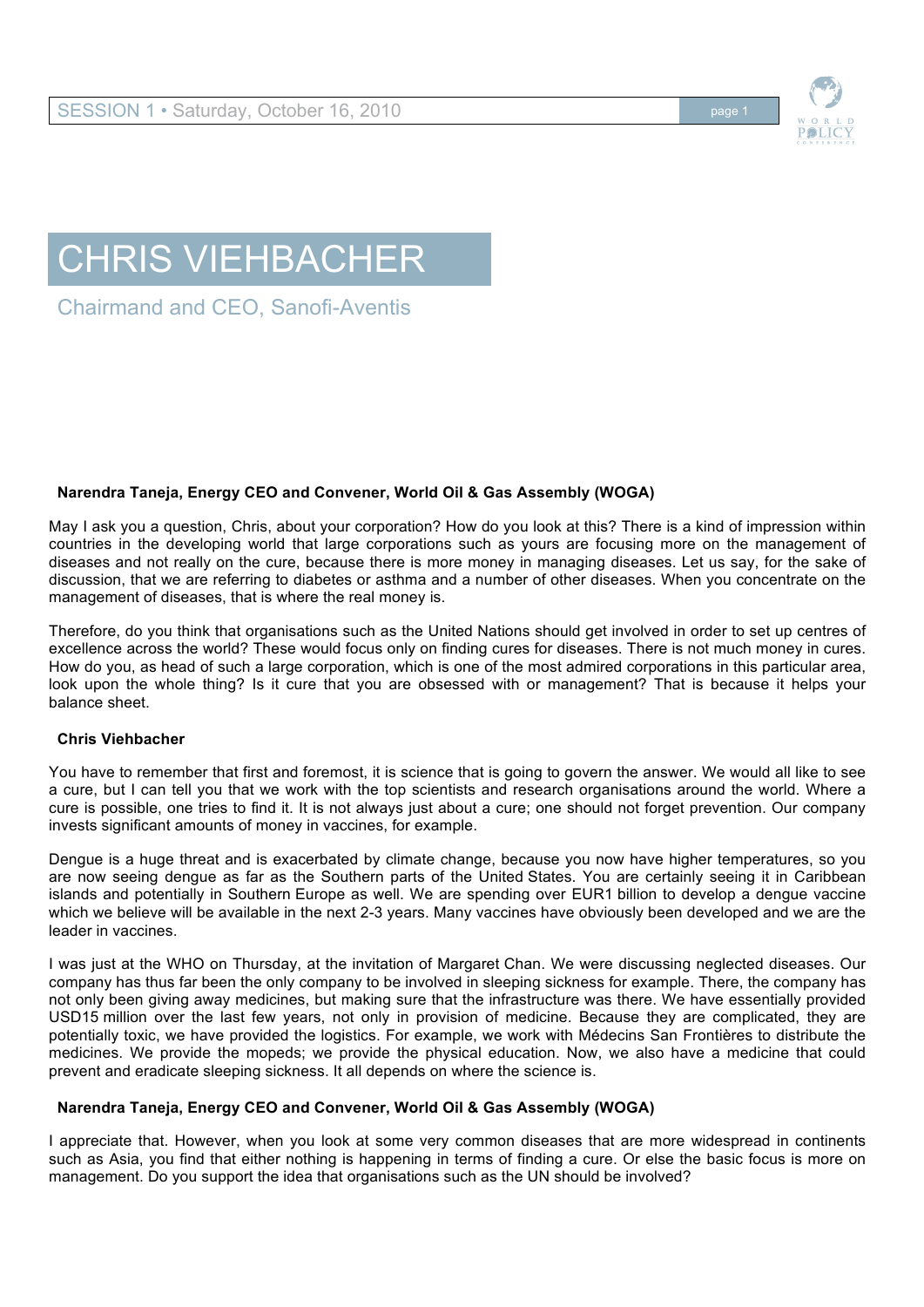# CHRIS VIEHBACHER

## Chairmand and CEO, Sanofi-Aventis

**Narendra Taneja, Energy CEO and Convener, World Oil & Gas Assembly (WOGA)**

May I ask you a question, Chris, about your corporation? How do you look at this? There is a kind of impression within countries in the developing world that large corporations such as yours are focusing more on the management of diseases and not really on the cure, because there is more money in managing diseases. Let us say, for the sake of discussion, that we are referring to diabetes or asthma and a number of other diseases. When you concentrate on the management of diseases, that is where the real money is.

Therefore, do you think that organisations such as the United Nations should get involved in order to set up centres of excellence across the world? These would focus only on finding cures for diseases. There is not much money in cures. How do you, as head of such a large corporation, which is one of the most admired corporations in this particular area, look upon the whole thing? Is it cure that you are obsessed with or management? That is because it helps your balance sheet.

**Chris Viehbacher**

You have to remember that first and foremost, it is science that is going to govern the answer. We would all like to see a cure, but I can tell you that we work with the top scientists and research organisations around the world. Where a cure is possible, one tries to find it. It is not always just about a cure; one should not forget prevention. Our company invests significant amounts of money in vaccines, for example.

Dengue is a huge threat and is exacerbated by climate change, because you now have higher temperatures, so you are now seeing dengue as far as the Southern parts of the United States. You are certainly seeing it in Caribbean islands and potentially in Southern Europe as well. We are spending over EUR1 billion to develop a dengue vaccine which we believe will be available in the next 2-3 years. Many vaccines have obviously been developed and we are the leader in vaccines.

I was just at the WHO on Thursday, at the invitation of Margaret Chan. We were discussing neglected diseases. Our company has thus far been the only company to be involved in sleeping sickness for example. There, the company has not only been giving away medicines, but making sure that the infrastructure was there. We have essentially provided USD15 million over the last few years, not only in provision of medicine. Because they are complicated, they are potentially toxic, we have provided the logistics. For example, we work with Médecins San Frontières to distribute the medicines. We provide the mopeds; we provide the physical education. Now, we also have a medicine that could prevent and eradicate sleeping sickness. It all depends on where the science is.

**Narendra Taneja, Energy CEO and Convener, World Oil & Gas Assembly (WOGA)**

I appreciate that. However, when you look at some very common diseases that are more widespread in continents such as Asia, you find that either nothing is happening in terms of finding a cure. Or else the basic focus is more on management. Do you support the idea that organisations such as the UN should be involved?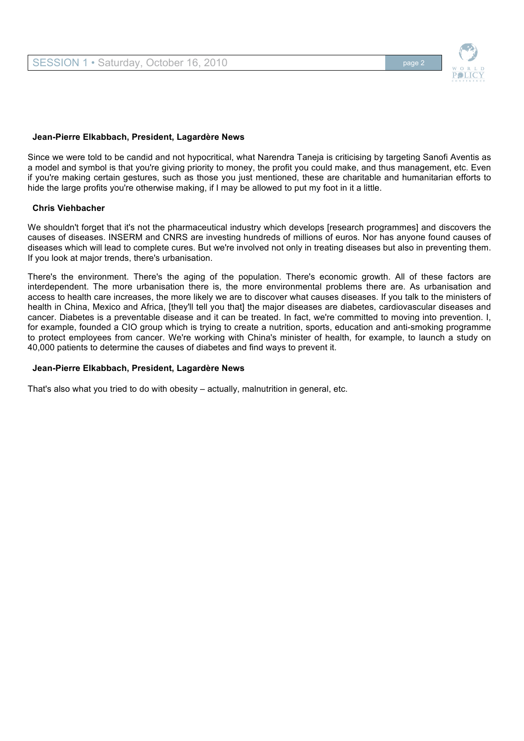**Jean-Pierre Elkabbach, President, Lagardère News**

Since we were told to be candid and not hypocritical, what Narendra Taneja is criticising by targeting Sanofi Aventis as a model and symbol is that you're giving priority to money, the profit you could make, and thus management, etc. Even if you're making certain gestures, such as those you just mentioned, these are charitable and humanitarian efforts to hide the large profits you're otherwise making, if I may be allowed to put my foot in it a little.

**Chris Viehbacher**

We shouldn't forget that it's not the pharmaceutical industry which develops [research programmes] and discovers the causes of diseases. INSERM and CNRS are investing hundreds of millions of euros. Nor has anyone found causes of diseases which will lead to complete cures. But we're involved not only in treating diseases but also in preventing them. If you look at major trends, there's urbanisation.

There's the environment. There's the aging of the population. There's economic growth. All of these factors are interdependent. The more urbanisation there is, the more environmental problems there are. As urbanisation and access to health care increases, the more likely we are to discover what causes diseases. If you talk to the ministers of health in China, Mexico and Africa, [they'll tell you that] the major diseases are diabetes, cardiovascular diseases and cancer. Diabetes is a preventable disease and it can be treated. In fact, we're committed to moving into prevention. I, for example, founded a CIO group which is trying to create a nutrition, sports, education and anti-smoking programme to protect employees from cancer. We're working with China's minister of health, for example, to launch a study on 40,000 patients to determine the causes of diabetes and find ways to prevent it.

**Jean-Pierre Elkabbach, President, Lagardère News**

That's also what you tried to do with obesity – actually, malnutrition in general, etc.